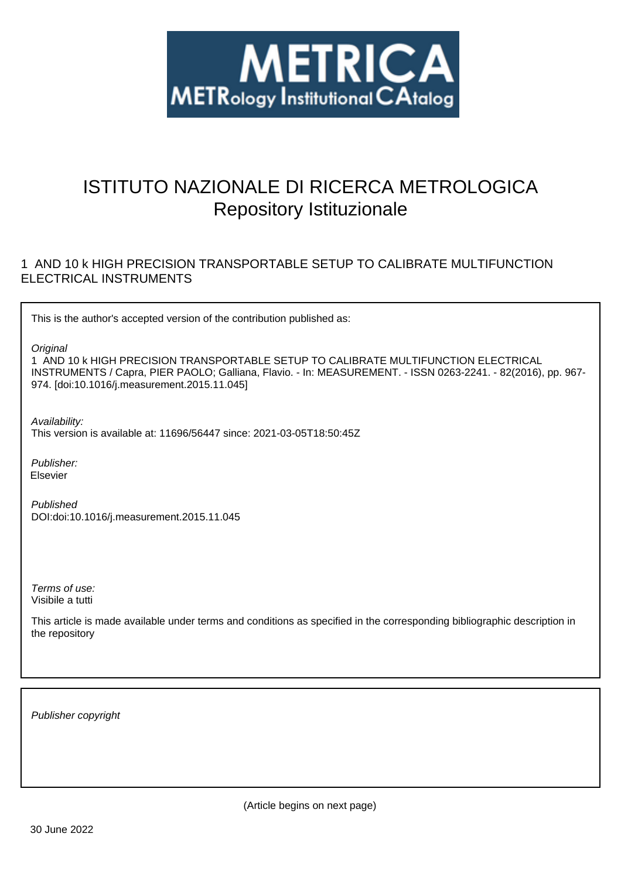# METRICA

METRology Institutional CAtalog

# ISTITUTO NAZIONALE DI RICERCA METROLOGICA
Repository Istituzionale

1 AND 10 k HIGH PRECISION TRANSPORTABLE SETUP TO CALIBRATE MULTIFUNCTION ELECTRICAL INSTRUMENTS

This is the author's accepted version of the contribution published as:

*Original*
1 AND 10 k HIGH PRECISION TRANSPORTABLE SETUP TO CALIBRATE MULTIFUNCTION ELECTRICAL INSTRUMENTS / Capra, PIER PAOLO; Galliana, Flavio. - In: MEASUREMENT. - ISSN 0263-2241. - 82(2016), pp. 967-974. [doi:10.1016/j.measurement.2015.11.045]

*Availability:*
This version is available at: 11696/56447 since: 2021-03-05T18:50:45Z

*Publisher:*
Elsevier

*Published*
DOI:doi:10.1016/j.measurement.2015.11.045

*Terms of use:*
Visibile a tutti

This article is made available under terms and conditions as specified in the corresponding bibliographic description in the repository

*Publisher copyright*

(Article begins on next page)

30 June 2022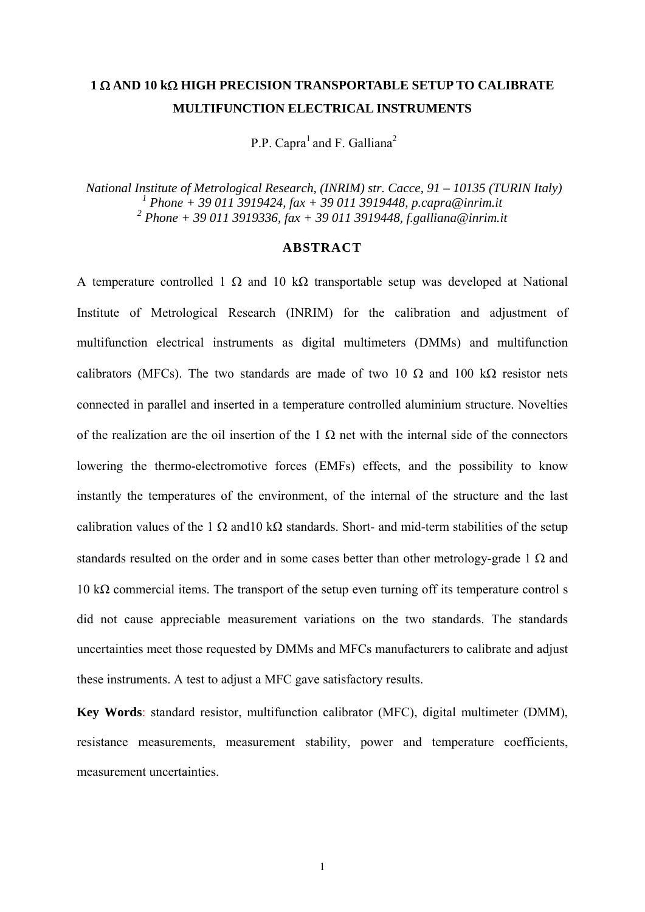# 1 Ω AND 10 kΩ HIGH PRECISION TRANSPORTABLE SETUP TO CALIBRATE MULTIFUNCTION ELECTRICAL INSTRUMENTS

P.P. Capra[1] and F. Galliana[2]

*National Institute of Metrological Research, (INRIM) str. Cacce, 91 – 10135 (TURIN Italy)*
*[1] Phone + 39 011 3919424, fax + 39 011 3919448, p.capra@inrim.it*
*[2] Phone + 39 011 3919336, fax + 39 011 3919448, f.galliana@inrim.it*

## ABSTRACT

A temperature controlled 1 Ω and 10 kΩ transportable setup was developed at National Institute of Metrological Research (INRIM) for the calibration and adjustment of multifunction electrical instruments as digital multimeters (DMMs) and multifunction calibrators (MFCs). The two standards are made of two 10 Ω and 100 kΩ resistor nets connected in parallel and inserted in a temperature controlled aluminium structure. Novelties of the realization are the oil insertion of the 1 Ω net with the internal side of the connectors lowering the thermo-electromotive forces (EMFs) effects, and the possibility to know instantly the temperatures of the environment, of the internal of the structure and the last calibration values of the 1 Ω and10 kΩ standards. Short- and mid-term stabilities of the setup standards resulted on the order and in some cases better than other metrology-grade 1 Ω and 10 kΩ commercial items. The transport of the setup even turning off its temperature control s did not cause appreciable measurement variations on the two standards. The standards uncertainties meet those requested by DMMs and MFCs manufacturers to calibrate and adjust these instruments. A test to adjust a MFC gave satisfactory results.

**Key Words**: standard resistor, multifunction calibrator (MFC), digital multimeter (DMM), resistance measurements, measurement stability, power and temperature coefficients, measurement uncertainties.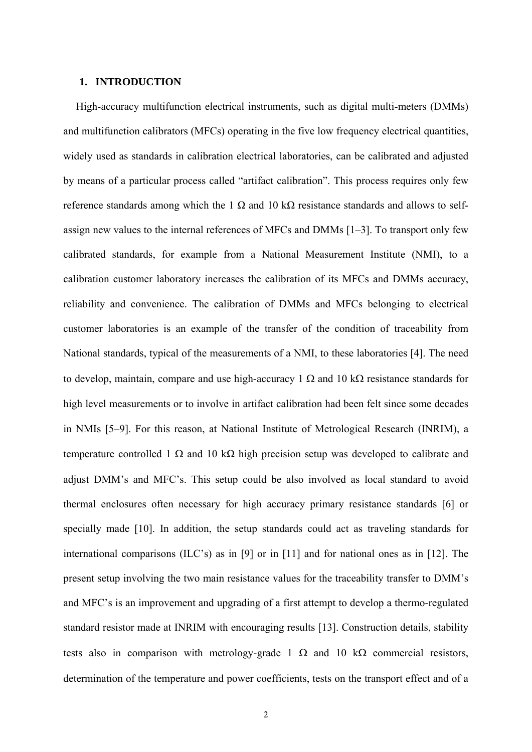## 1. INTRODUCTION

High-accuracy multifunction electrical instruments, such as digital multi-meters (DMMs) and multifunction calibrators (MFCs) operating in the five low frequency electrical quantities, widely used as standards in calibration electrical laboratories, can be calibrated and adjusted by means of a particular process called "artifact calibration". This process requires only few reference standards among which the 1 Ω and 10 kΩ resistance standards and allows to self-assign new values to the internal references of MFCs and DMMs [1–3]. To transport only few calibrated standards, for example from a National Measurement Institute (NMI), to a calibration customer laboratory increases the calibration of its MFCs and DMMs accuracy, reliability and convenience. The calibration of DMMs and MFCs belonging to electrical customer laboratories is an example of the transfer of the condition of traceability from National standards, typical of the measurements of a NMI, to these laboratories [4]. The need to develop, maintain, compare and use high-accuracy 1 Ω and 10 kΩ resistance standards for high level measurements or to involve in artifact calibration had been felt since some decades in NMIs [5–9]. For this reason, at National Institute of Metrological Research (INRIM), a temperature controlled 1 Ω and 10 kΩ high precision setup was developed to calibrate and adjust DMM's and MFC's. This setup could be also involved as local standard to avoid thermal enclosures often necessary for high accuracy primary resistance standards [6] or specially made [10]. In addition, the setup standards could act as traveling standards for international comparisons (ILC's) as in [9] or in [11] and for national ones as in [12]. The present setup involving the two main resistance values for the traceability transfer to DMM's and MFC's is an improvement and upgrading of a first attempt to develop a thermo-regulated standard resistor made at INRIM with encouraging results [13]. Construction details, stability tests also in comparison with metrology-grade 1 Ω and 10 kΩ commercial resistors, determination of the temperature and power coefficients, tests on the transport effect and of a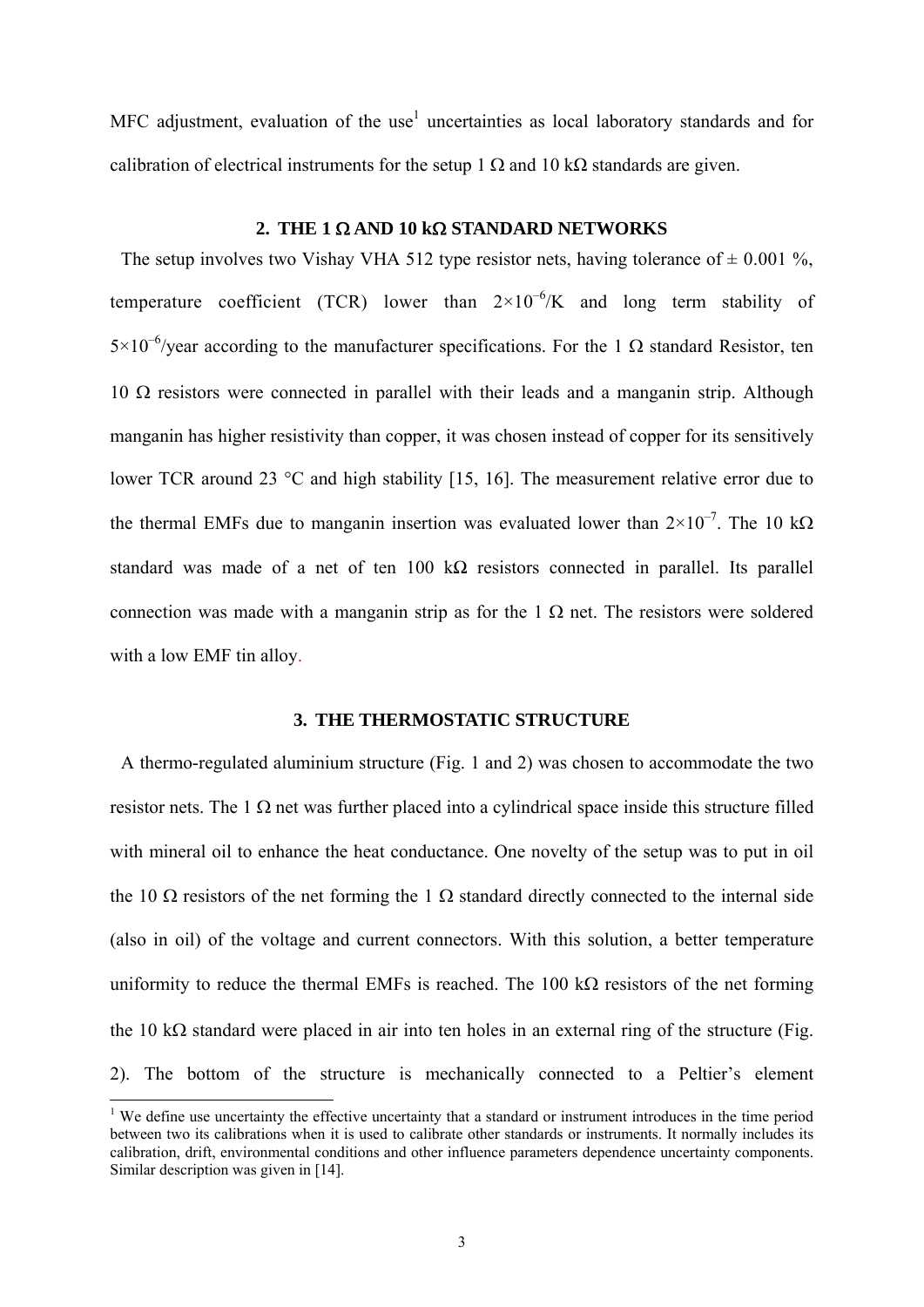MFC adjustment, evaluation of the use[1] uncertainties as local laboratory standards and for calibration of electrical instruments for the setup 1 Ω and 10 kΩ standards are given.

## 2. THE 1 Ω AND 10 kΩ STANDARD NETWORKS

The setup involves two Vishay VHA 512 type resistor nets, having tolerance of ± 0.001 %, temperature coefficient (TCR) lower than $2\times10^{-6}$/K and long term stability of $5\times10^{-6}$/year according to the manufacturer specifications. For the 1 Ω standard Resistor, ten 10 Ω resistors were connected in parallel with their leads and a manganin strip. Although manganin has higher resistivity than copper, it was chosen instead of copper for its sensitively lower TCR around 23 °C and high stability [15, 16]. The measurement relative error due to the thermal EMFs due to manganin insertion was evaluated lower than $2\times10^{-7}$. The 10 kΩ standard was made of a net of ten 100 kΩ resistors connected in parallel. Its parallel connection was made with a manganin strip as for the 1 Ω net. The resistors were soldered with a low EMF tin alloy.

## 3. THE THERMOSTATIC STRUCTURE

A thermo-regulated aluminium structure (Fig. 1 and 2) was chosen to accommodate the two resistor nets. The 1 Ω net was further placed into a cylindrical space inside this structure filled with mineral oil to enhance the heat conductance. One novelty of the setup was to put in oil the 10 Ω resistors of the net forming the 1 Ω standard directly connected to the internal side (also in oil) of the voltage and current connectors. With this solution, a better temperature uniformity to reduce the thermal EMFs is reached. The 100 kΩ resistors of the net forming the 10 kΩ standard were placed in air into ten holes in an external ring of the structure (Fig. 2). The bottom of the structure is mechanically connected to a Peltier's element

---

[1] We define use uncertainty the effective uncertainty that a standard or instrument introduces in the time period between two its calibrations when it is used to calibrate other standards or instruments. It normally includes its calibration, drift, environmental conditions and other influence parameters dependence uncertainty components. Similar description was given in [14].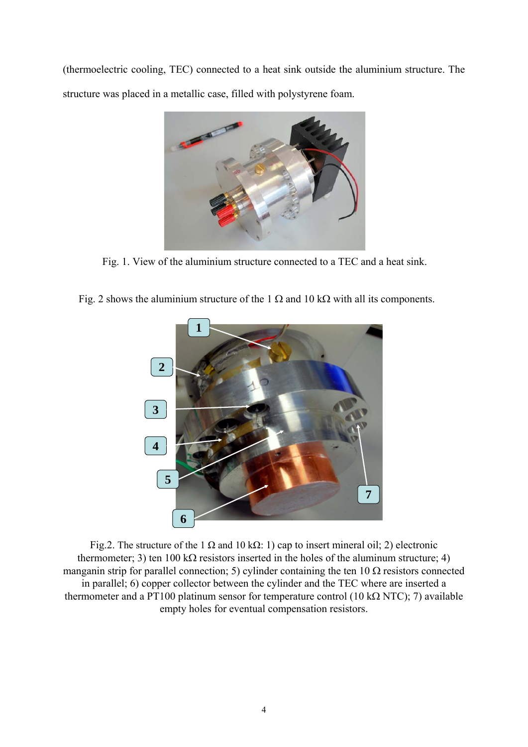(thermoelectric cooling, TEC) connected to a heat sink outside the aluminium structure. The structure was placed in a metallic case, filled with polystyrene foam.

Fig. 1. View of the aluminium structure connected to a TEC and a heat sink.

Fig. 2 shows the aluminium structure of the 1 Ω and 10 kΩ with all its components.

Fig.2. The structure of the 1 Ω and 10 kΩ: 1) cap to insert mineral oil; 2) electronic thermometer; 3) ten 100 kΩ resistors inserted in the holes of the aluminum structure; 4) manganin strip for parallel connection; 5) cylinder containing the ten 10 Ω resistors connected in parallel; 6) copper collector between the cylinder and the TEC where are inserted a thermometer and a PT100 platinum sensor for temperature control (10 kΩ NTC); 7) available empty holes for eventual compensation resistors.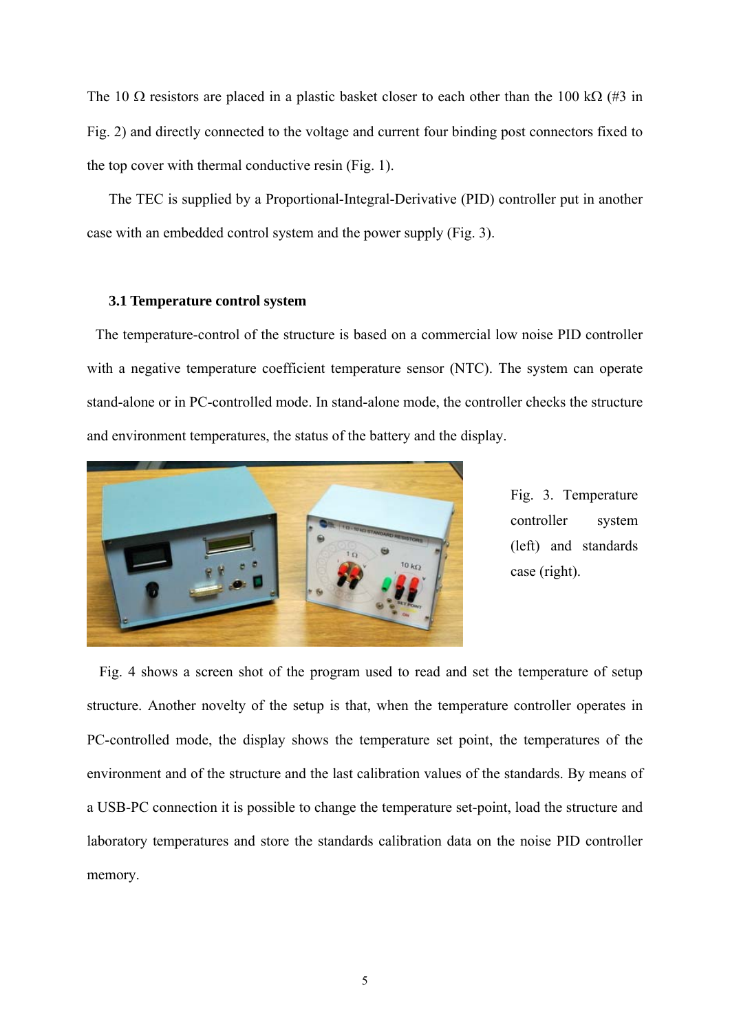The 10 Ω resistors are placed in a plastic basket closer to each other than the 100 kΩ (#3 in Fig. 2) and directly connected to the voltage and current four binding post connectors fixed to the top cover with thermal conductive resin (Fig. 1).

The TEC is supplied by a Proportional-Integral-Derivative (PID) controller put in another case with an embedded control system and the power supply (Fig. 3).

### 3.1 Temperature control system

The temperature-control of the structure is based on a commercial low noise PID controller with a negative temperature coefficient temperature sensor (NTC). The system can operate stand-alone or in PC-controlled mode. In stand-alone mode, the controller checks the structure and environment temperatures, the status of the battery and the display.

Fig. 3. Temperature controller system (left) and standards case (right).

Fig. 4 shows a screen shot of the program used to read and set the temperature of setup structure. Another novelty of the setup is that, when the temperature controller operates in PC-controlled mode, the display shows the temperature set point, the temperatures of the environment and of the structure and the last calibration values of the standards. By means of a USB-PC connection it is possible to change the temperature set-point, load the structure and laboratory temperatures and store the standards calibration data on the noise PID controller memory.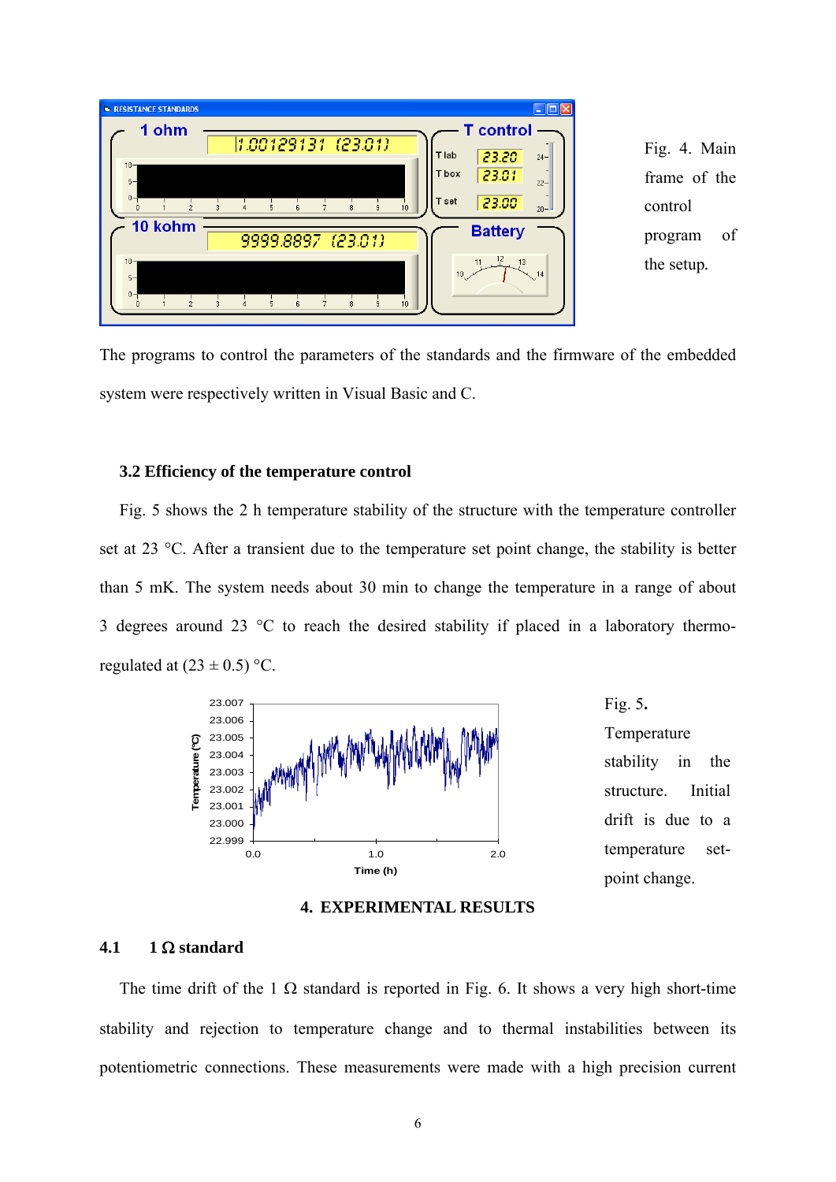Fig. 4. Main frame of the control program of the setup.

The programs to control the parameters of the standards and the firmware of the embedded system were respectively written in Visual Basic and C.

### 3.2 Efficiency of the temperature control

Fig. 5 shows the 2 h temperature stability of the structure with the temperature controller set at 23 °C. After a transient due to the temperature set point change, the stability is better than 5 mK. The system needs about 30 min to change the temperature in a range of about 3 degrees around 23 °C to reach the desired stability if placed in a laboratory thermo-regulated at (23 ± 0.5) °C.

Fig. 5. Temperature stability in the structure. Initial drift is due to a temperature set-point change.

## 4. EXPERIMENTAL RESULTS

### 4.1 1 Ω standard

The time drift of the 1 Ω standard is reported in Fig. 6. It shows a very high short-time stability and rejection to temperature change and to thermal instabilities between its potentiometric connections. These measurements were made with a high precision current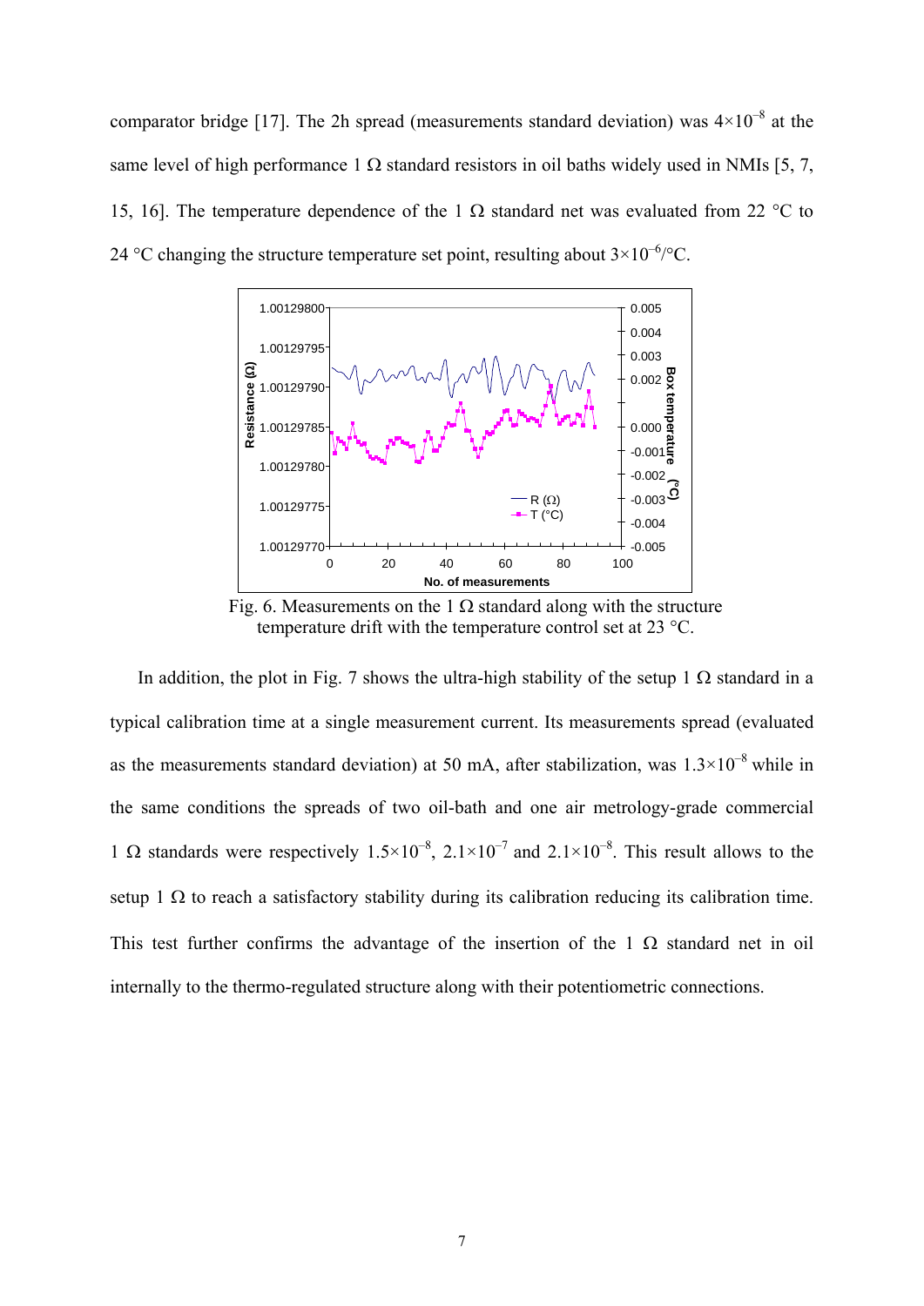comparator bridge [17]. The 2h spread (measurements standard deviation) was $4\times10^{-8}$ at the same level of high performance 1 Ω standard resistors in oil baths widely used in NMIs [5, 7, 15, 16]. The temperature dependence of the 1 Ω standard net was evaluated from 22 °C to 24 °C changing the structure temperature set point, resulting about $3\times10^{-6}$/°C.

Fig. 6. Measurements on the 1 Ω standard along with the structure temperature drift with the temperature control set at 23 °C.

In addition, the plot in Fig. 7 shows the ultra-high stability of the setup 1 Ω standard in a typical calibration time at a single measurement current. Its measurements spread (evaluated as the measurements standard deviation) at 50 mA, after stabilization, was $1.3\times10^{-8}$ while in the same conditions the spreads of two oil-bath and one air metrology-grade commercial 1 Ω standards were respectively $1.5\times10^{-8}$, $2.1\times10^{-7}$ and $2.1\times10^{-8}$. This result allows to the setup 1 Ω to reach a satisfactory stability during its calibration reducing its calibration time. This test further confirms the advantage of the insertion of the 1 Ω standard net in oil internally to the thermo-regulated structure along with their potentiometric connections.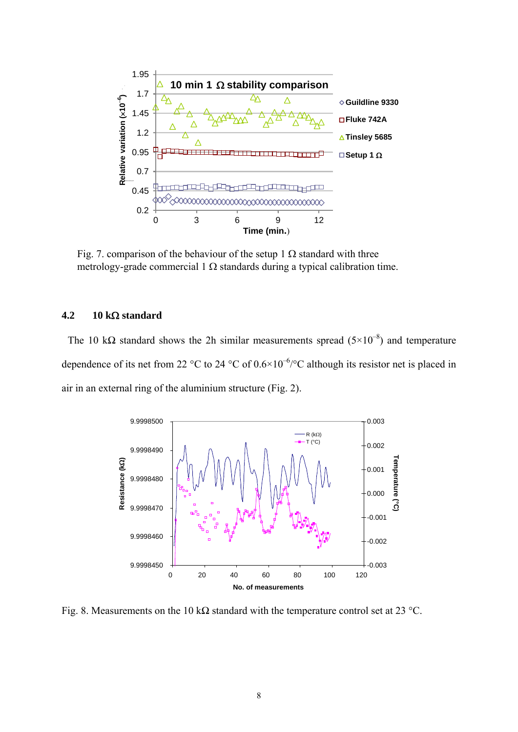Fig. 7. comparison of the behaviour of the setup 1 Ω standard with three metrology-grade commercial 1 Ω standards during a typical calibration time.

## 4.2 10 kΩ standard

The 10 kΩ standard shows the 2h similar measurements spread ($5\times10^{-8}$) and temperature dependence of its net from 22 °C to 24 °C of $0.6\times10^{-6}$/°C although its resistor net is placed in air in an external ring of the aluminium structure (Fig. 2).

Fig. 8. Measurements on the 10 kΩ standard with the temperature control set at 23 °C.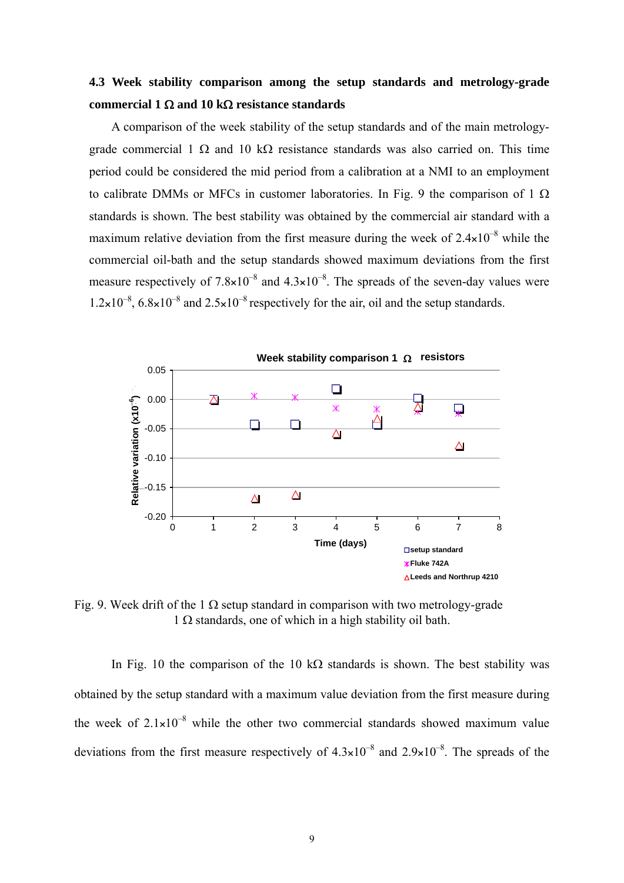### 4.3 Week stability comparison among the setup standards and metrology-grade commercial 1 Ω and 10 kΩ resistance standards

A comparison of the week stability of the setup standards and of the main metrology-grade commercial 1 Ω and 10 kΩ resistance standards was also carried on. This time period could be considered the mid period from a calibration at a NMI to an employment to calibrate DMMs or MFCs in customer laboratories. In Fig. 9 the comparison of 1 Ω standards is shown. The best stability was obtained by the commercial air standard with a maximum relative deviation from the first measure during the week of $2.4\times10^{-8}$ while the commercial oil-bath and the setup standards showed maximum deviations from the first measure respectively of $7.8\times10^{-8}$ and $4.3\times10^{-8}$. The spreads of the seven-day values were $1.2\times10^{-8}$, $6.8\times10^{-8}$ and $2.5\times10^{-8}$ respectively for the air, oil and the setup standards.

Fig. 9. Week drift of the 1 Ω setup standard in comparison with two metrology-grade 1 Ω standards, one of which in a high stability oil bath.

In Fig. 10 the comparison of the 10 kΩ standards is shown. The best stability was obtained by the setup standard with a maximum value deviation from the first measure during the week of $2.1\times10^{-8}$ while the other two commercial standards showed maximum value deviations from the first measure respectively of $4.3\times10^{-8}$ and $2.9\times10^{-8}$. The spreads of the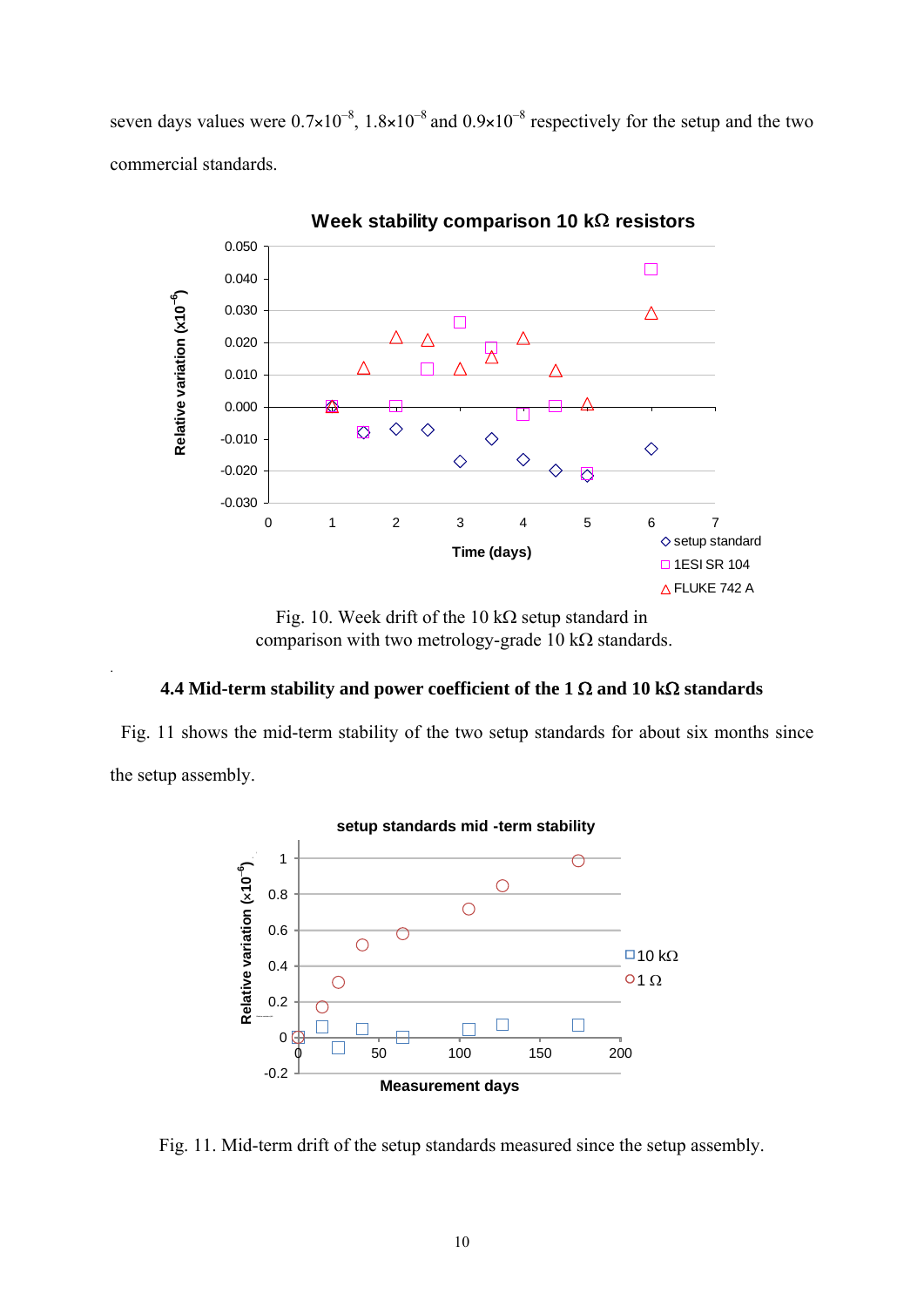seven days values were $0.7\times10^{-8}$, $1.8\times10^{-8}$ and $0.9\times10^{-8}$ respectively for the setup and the two commercial standards.

Fig. 10. Week drift of the 10 kΩ setup standard in comparison with two metrology-grade 10 kΩ standards.

### 4.4 Mid-term stability and power coefficient of the 1 Ω and 10 kΩ standards

Fig. 11 shows the mid-term stability of the two setup standards for about six months since the setup assembly.

Fig. 11. Mid-term drift of the setup standards measured since the setup assembly.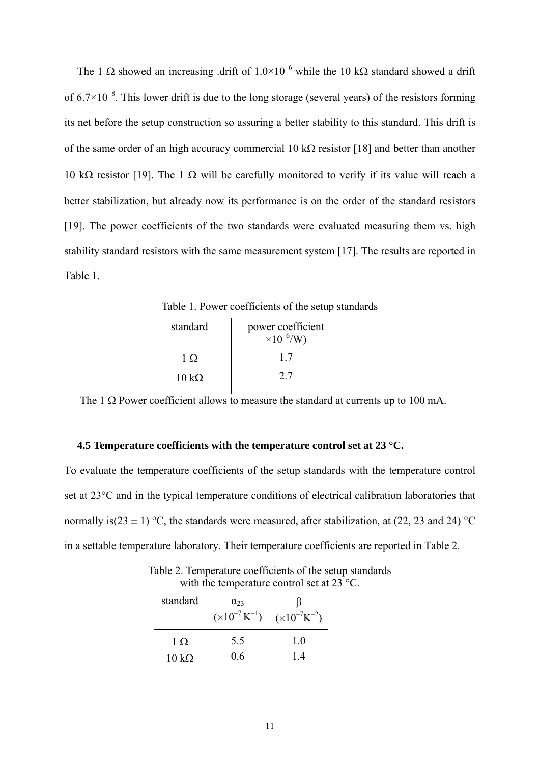The 1 Ω showed an increasing .drift of $1.0\times10^{-6}$ while the 10 kΩ standard showed a drift of $6.7\times10^{-8}$. This lower drift is due to the long storage (several years) of the resistors forming its net before the setup construction so assuring a better stability to this standard. This drift is of the same order of an high accuracy commercial 10 kΩ resistor [18] and better than another 10 kΩ resistor [19]. The 1 Ω will be carefully monitored to verify if its value will reach a better stabilization, but already now its performance is on the order of the standard resistors [19]. The power coefficients of the two standards were evaluated measuring them vs. high stability standard resistors with the same measurement system [17]. The results are reported in Table 1.

Table 1. Power coefficients of the setup standards

| standard | power coefficient $\times10^{-6}$/W) |
|---|---|
| 1 Ω | 1.7 |
| 10 kΩ | 2.7 |

The 1 Ω Power coefficient allows to measure the standard at currents up to 100 mA.

### 4.5 Temperature coefficients with the temperature control set at 23 °C.

To evaluate the temperature coefficients of the setup standards with the temperature control set at 23°C and in the typical temperature conditions of electrical calibration laboratories that normally is(23 ± 1) °C, the standards were measured, after stabilization, at (22, 23 and 24) °C in a settable temperature laboratory. Their temperature coefficients are reported in Table 2.

Table 2. Temperature coefficients of the setup standards with the temperature control set at 23 °C.

| standard | $\alpha_{23}$ ($\times10^{-7}\,\mathrm{K}^{-1}$) | $\beta$ ($\times10^{-7}\mathrm{K}^{-2}$) |
|---|---|---|
| 1 Ω | 5.5 | 1.0 |
| 10 kΩ | 0.6 | 1.4 |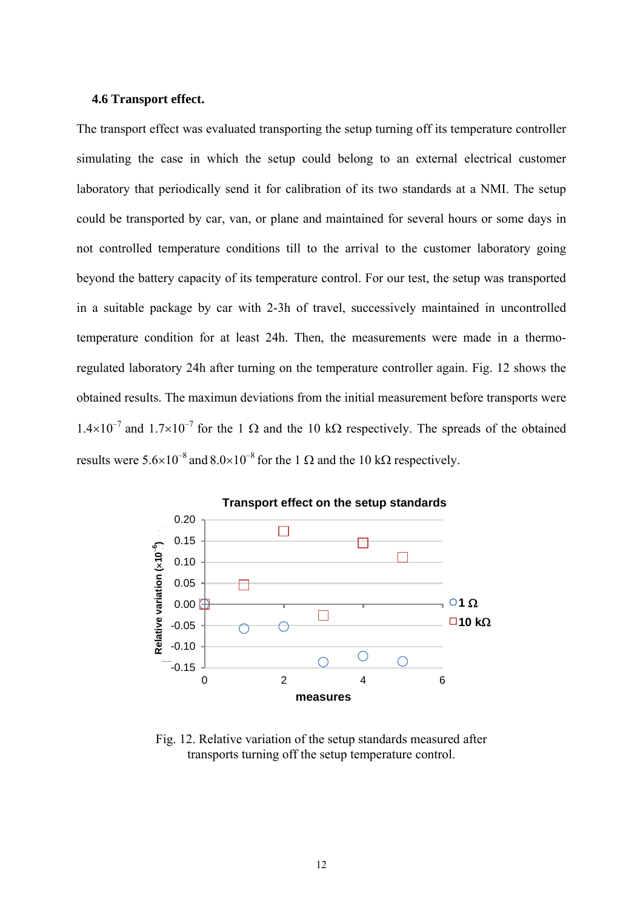### 4.6 Transport effect.

The transport effect was evaluated transporting the setup turning off its temperature controller simulating the case in which the setup could belong to an external electrical customer laboratory that periodically send it for calibration of its two standards at a NMI. The setup could be transported by car, van, or plane and maintained for several hours or some days in not controlled temperature conditions till to the arrival to the customer laboratory going beyond the battery capacity of its temperature control. For our test, the setup was transported in a suitable package by car with 2-3h of travel, successively maintained in uncontrolled temperature condition for at least 24h. Then, the measurements were made in a thermo-regulated laboratory 24h after turning on the temperature controller again. Fig. 12 shows the obtained results. The maximun deviations from the initial measurement before transports were $1.4\times10^{-7}$ and $1.7\times10^{-7}$ for the 1 Ω and the 10 kΩ respectively. The spreads of the obtained results were $5.6\times10^{-8}$ and $8.0\times10^{-8}$ for the 1 Ω and the 10 kΩ respectively.

Fig. 12. Relative variation of the setup standards measured after transports turning off the setup temperature control.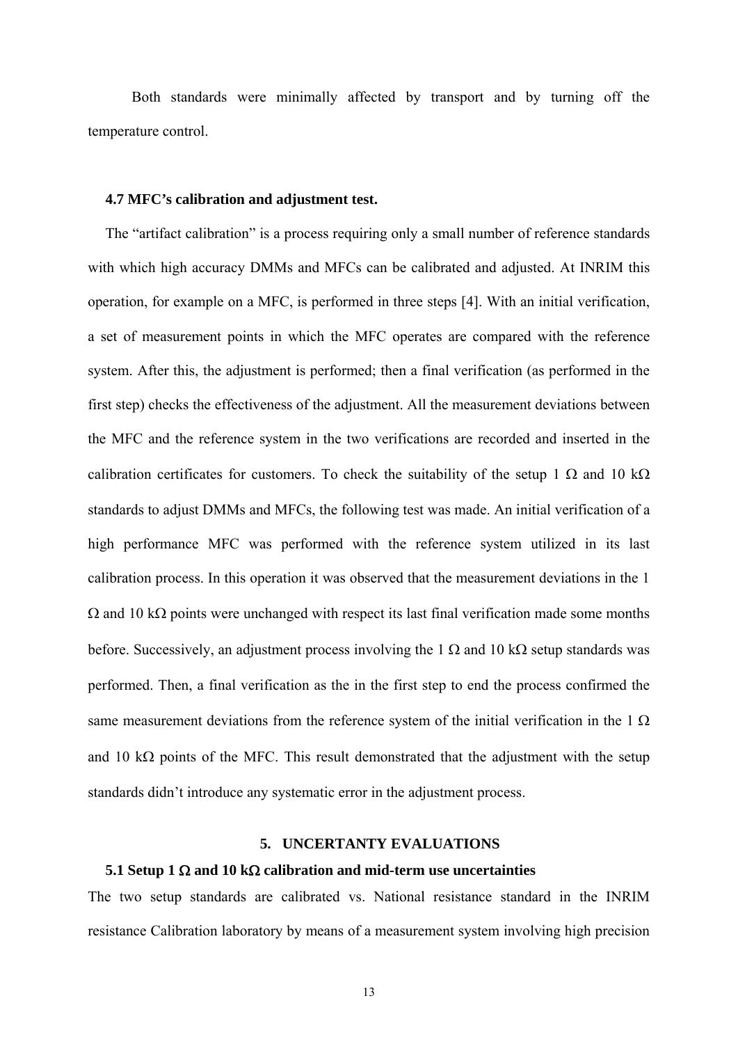Both standards were minimally affected by transport and by turning off the temperature control.

### 4.7 MFC's calibration and adjustment test.

The "artifact calibration" is a process requiring only a small number of reference standards with which high accuracy DMMs and MFCs can be calibrated and adjusted. At INRIM this operation, for example on a MFC, is performed in three steps [4]. With an initial verification, a set of measurement points in which the MFC operates are compared with the reference system. After this, the adjustment is performed; then a final verification (as performed in the first step) checks the effectiveness of the adjustment. All the measurement deviations between the MFC and the reference system in the two verifications are recorded and inserted in the calibration certificates for customers. To check the suitability of the setup 1 Ω and 10 kΩ standards to adjust DMMs and MFCs, the following test was made. An initial verification of a high performance MFC was performed with the reference system utilized in its last calibration process. In this operation it was observed that the measurement deviations in the 1 Ω and 10 kΩ points were unchanged with respect its last final verification made some months before. Successively, an adjustment process involving the 1 Ω and 10 kΩ setup standards was performed. Then, a final verification as the in the first step to end the process confirmed the same measurement deviations from the reference system of the initial verification in the 1 Ω and 10 kΩ points of the MFC. This result demonstrated that the adjustment with the setup standards didn't introduce any systematic error in the adjustment process.

## 5. UNCERTANTY EVALUATIONS

### 5.1 Setup 1 Ω and 10 kΩ calibration and mid-term use uncertainties

The two setup standards are calibrated vs. National resistance standard in the INRIM resistance Calibration laboratory by means of a measurement system involving high precision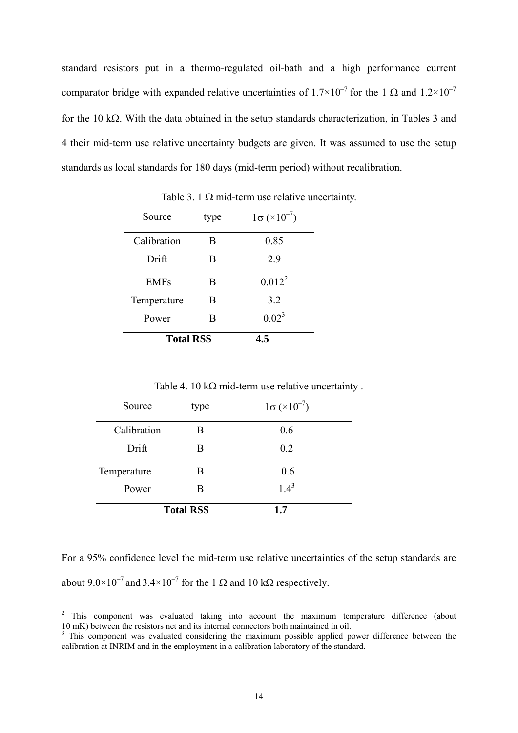standard resistors put in a thermo-regulated oil-bath and a high performance current comparator bridge with expanded relative uncertainties of $1.7\times10^{-7}$ for the 1 Ω and $1.2\times10^{-7}$ for the 10 kΩ. With the data obtained in the setup standards characterization, in Tables 3 and 4 their mid-term use relative uncertainty budgets are given. It was assumed to use the setup standards as local standards for 180 days (mid-term period) without recalibration.

Table 3. 1 Ω mid-term use relative uncertainty.

| Source | type | $1\sigma$ ($\times10^{-7}$) |
|---|---|---|
| Calibration | B | 0.85 |
| Drift | B | 2.9 |
| EMFs | B | 0.012[2] |
| Temperature | B | 3.2 |
| Power | B | 0.02[3] |
| **Total RSS** | | **4.5** |

Table 4. 10 kΩ mid-term use relative uncertainty .

| Source | type | $1\sigma$ ($\times10^{-7}$) |
|---|---|---|
| Calibration | B | 0.6 |
| Drift | B | 0.2 |
| Temperature | B | 0.6 |
| Power | B | 1.4[3] |
| **Total RSS** | | **1.7** |

For a 95% confidence level the mid-term use relative uncertainties of the setup standards are about $9.0\times10^{-7}$ and $3.4\times10^{-7}$ for the 1 Ω and 10 kΩ respectively.

---

[2] This component was evaluated taking into account the maximum temperature difference (about 10 mK) between the resistors net and its internal connectors both maintained in oil.

[3] This component was evaluated considering the maximum possible applied power difference between the calibration at INRIM and in the employment in a calibration laboratory of the standard.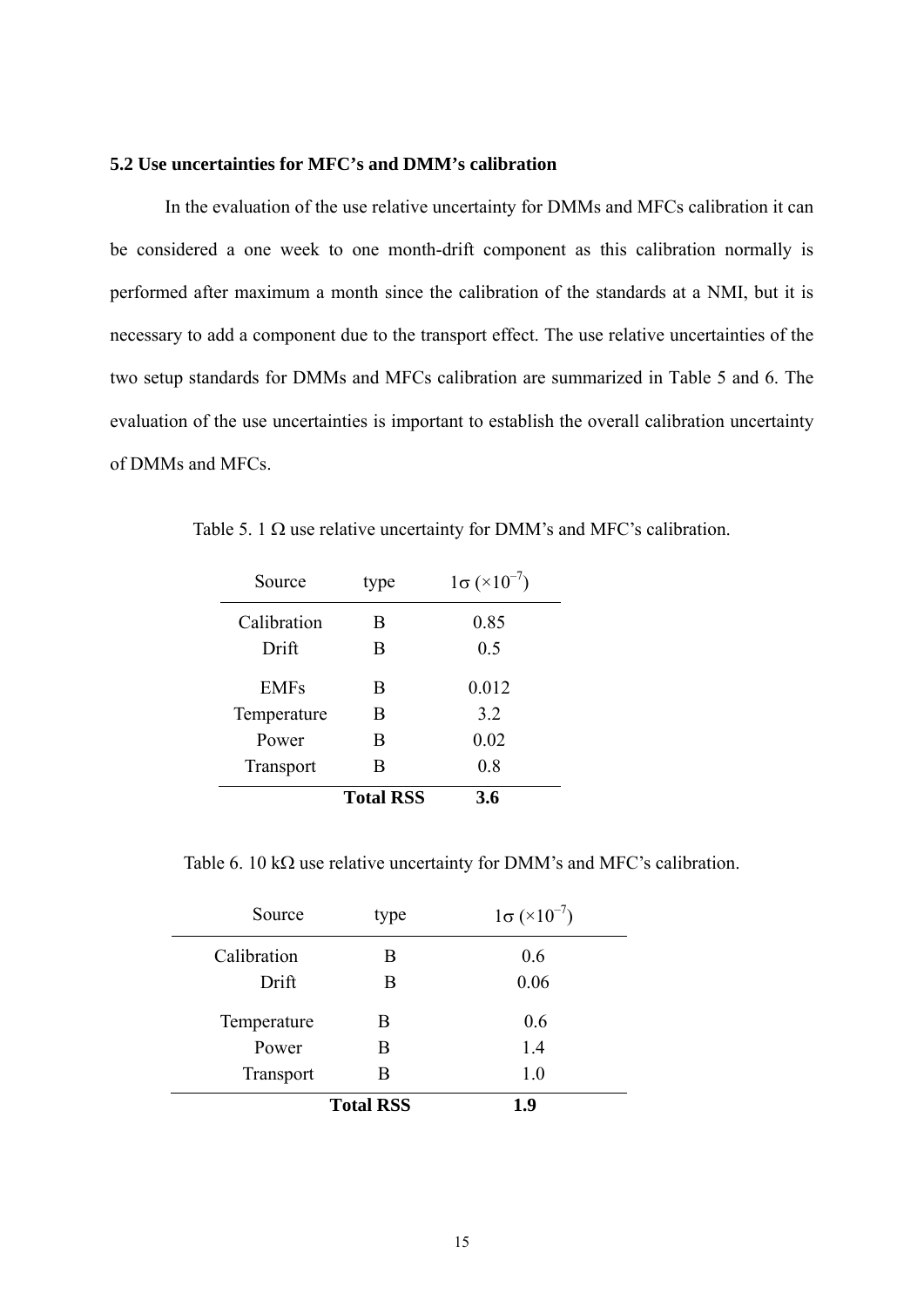### 5.2 Use uncertainties for MFC's and DMM's calibration

In the evaluation of the use relative uncertainty for DMMs and MFCs calibration it can be considered a one week to one month-drift component as this calibration normally is performed after maximum a month since the calibration of the standards at a NMI, but it is necessary to add a component due to the transport effect. The use relative uncertainties of the two setup standards for DMMs and MFCs calibration are summarized in Table 5 and 6. The evaluation of the use uncertainties is important to establish the overall calibration uncertainty of DMMs and MFCs.

Table 5. 1 Ω use relative uncertainty for DMM's and MFC's calibration.

| Source | type | $1\sigma$ ($\times 10^{-7}$) |
|---|---|---|
| Calibration | B | 0.85 |
| Drift | B | 0.5 |
| EMFs | B | 0.012 |
| Temperature | B | 3.2 |
| Power | B | 0.02 |
| Transport | B | 0.8 |
| | **Total RSS** | **3.6** |

Table 6. 10 kΩ use relative uncertainty for DMM's and MFC's calibration.

| Source | type | $1\sigma$ ($\times 10^{-7}$) |
|---|---|---|
| Calibration | B | 0.6 |
| Drift | B | 0.06 |
| Temperature | B | 0.6 |
| Power | B | 1.4 |
| Transport | B | 1.0 |
| | **Total RSS** | **1.9** |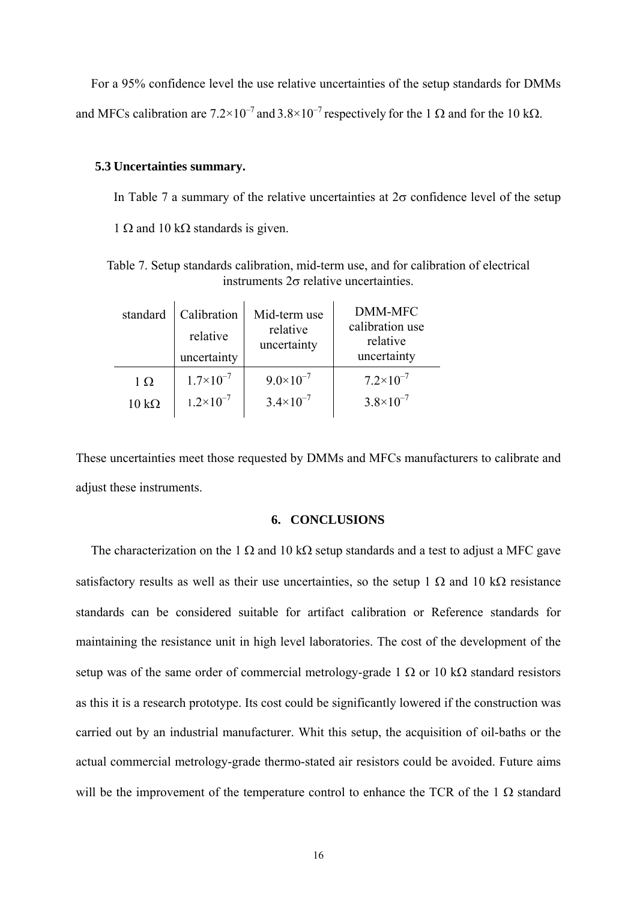For a 95% confidence level the use relative uncertainties of the setup standards for DMMs and MFCs calibration are $7.2\times10^{-7}$ and $3.8\times10^{-7}$ respectively for the 1 Ω and for the 10 kΩ.

### 5.3 Uncertainties summary.

In Table 7 a summary of the relative uncertainties at 2σ confidence level of the setup 1 Ω and 10 kΩ standards is given.

Table 7. Setup standards calibration, mid-term use, and for calibration of electrical instruments 2σ relative uncertainties.

| standard | Calibration relative uncertainty | Mid-term use relative uncertainty | DMM-MFC calibration use relative uncertainty |
|---|---|---|---|
| 1 Ω | $1.7\times10^{-7}$ | $9.0\times10^{-7}$ | $7.2\times10^{-7}$ |
| 10 kΩ | $1.2\times10^{-7}$ | $3.4\times10^{-7}$ | $3.8\times10^{-7}$ |

These uncertainties meet those requested by DMMs and MFCs manufacturers to calibrate and adjust these instruments.

## 6. CONCLUSIONS

The characterization on the 1 Ω and 10 kΩ setup standards and a test to adjust a MFC gave satisfactory results as well as their use uncertainties, so the setup 1 Ω and 10 kΩ resistance standards can be considered suitable for artifact calibration or Reference standards for maintaining the resistance unit in high level laboratories. The cost of the development of the setup was of the same order of commercial metrology-grade 1 Ω or 10 kΩ standard resistors as this it is a research prototype. Its cost could be significantly lowered if the construction was carried out by an industrial manufacturer. Whit this setup, the acquisition of oil-baths or the actual commercial metrology-grade thermo-stated air resistors could be avoided. Future aims will be the improvement of the temperature control to enhance the TCR of the 1 Ω standard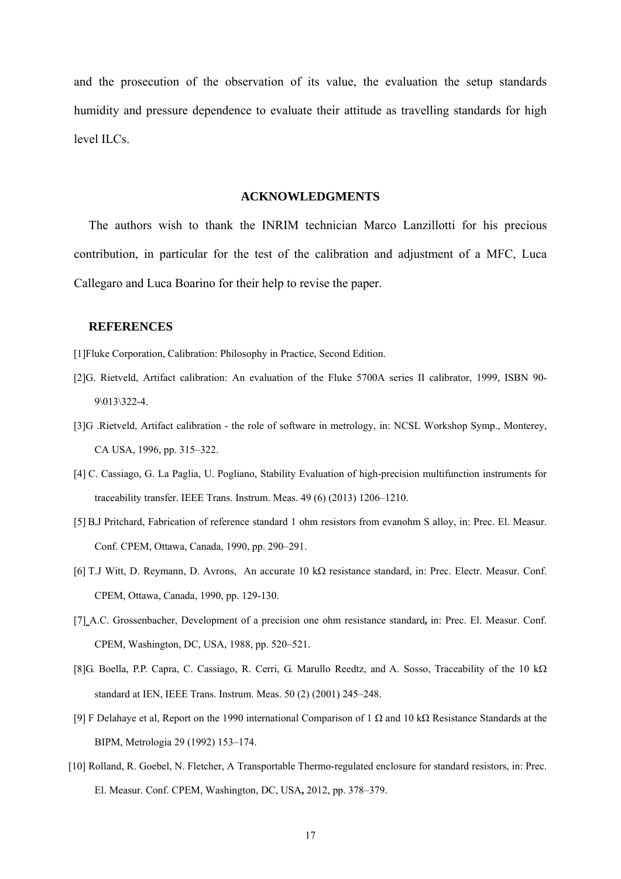and the prosecution of the observation of its value, the evaluation the setup standards humidity and pressure dependence to evaluate their attitude as travelling standards for high level ILCs.

## ACKNOWLEDGMENTS

The authors wish to thank the INRIM technician Marco Lanzillotti for his precious contribution, in particular for the test of the calibration and adjustment of a MFC, Luca Callegaro and Luca Boarino for their help to revise the paper.

## REFERENCES

[1]Fluke Corporation, Calibration: Philosophy in Practice, Second Edition.

[2]G. Rietveld, Artifact calibration: An evaluation of the Fluke 5700A series II calibrator, 1999, ISBN 90-9\013\322-4.

[3]G .Rietveld, Artifact calibration - the role of software in metrology, in: NCSL Workshop Symp., Monterey, CA USA, 1996, pp. 315–322.

[4] C. Cassiago, G. La Paglia, U. Pogliano, Stability Evaluation of high-precision multifunction instruments for traceability transfer. IEEE Trans. Instrum. Meas. 49 (6) (2013) 1206–1210.

[5] B.J Pritchard, Fabrication of reference standard 1 ohm resistors from evanohm S alloy, in: Prec. El. Measur. Conf. CPEM, Ottawa, Canada, 1990, pp. 290–291.

[6] T.J Witt, D. Reymann, D. Avrons, An accurate 10 kΩ resistance standard, in: Prec. Electr. Measur. Conf. CPEM, Ottawa, Canada, 1990, pp. 129-130.

[7] A.C. Grossenbacher, Development of a precision one ohm resistance standard**,** in: Prec. El. Measur. Conf. CPEM, Washington, DC, USA, 1988, pp. 520–521.

[8]G. Boella, P.P. Capra, C. Cassiago, R. Cerri, G. Marullo Reedtz, and A. Sosso, Traceability of the 10 kΩ standard at IEN, IEEE Trans. Instrum. Meas. 50 (2) (2001) 245–248.

[9] F Delahaye et al, Report on the 1990 international Comparison of 1 Ω and 10 kΩ Resistance Standards at the BIPM, Metrologia 29 (1992) 153–174.

[10] Rolland, R. Goebel, N. Fletcher, A Transportable Thermo-regulated enclosure for standard resistors, in: Prec. El. Measur. Conf. CPEM, Washington, DC, USA**,** 2012, pp. 378–379.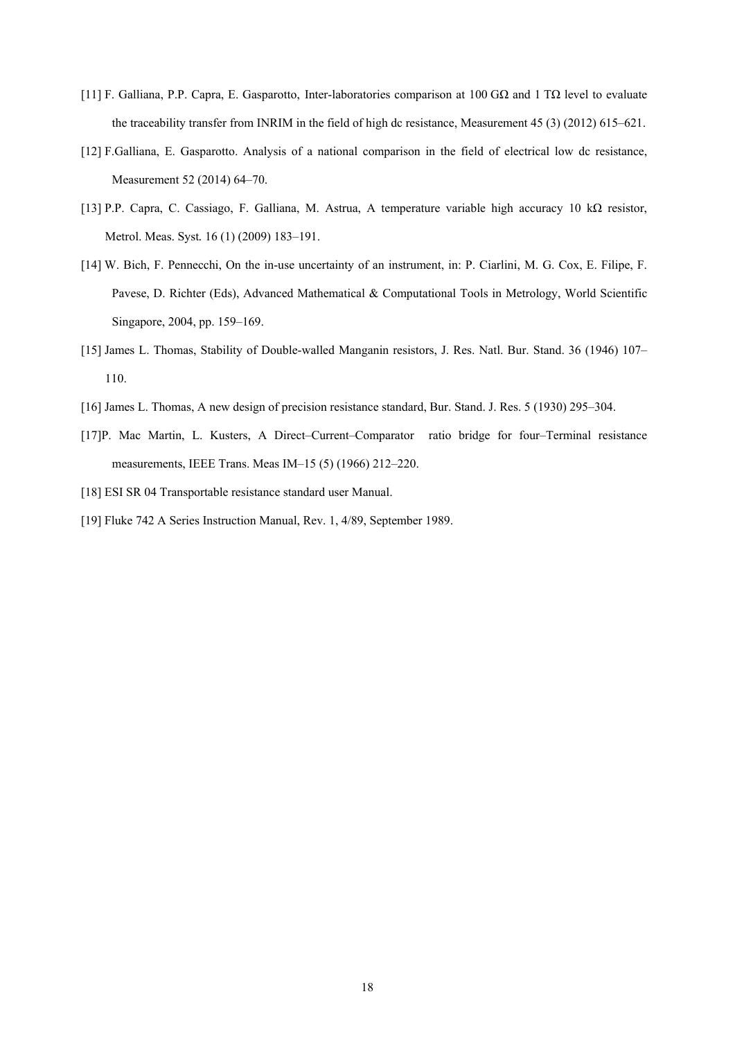[11] F. Galliana, P.P. Capra, E. Gasparotto, Inter-laboratories comparison at 100 GΩ and 1 TΩ level to evaluate the traceability transfer from INRIM in the field of high dc resistance, Measurement 45 (3) (2012) 615–621.

[12] F.Galliana, E. Gasparotto. Analysis of a national comparison in the field of electrical low dc resistance, Measurement 52 (2014) 64–70.

[13] P.P. Capra, C. Cassiago, F. Galliana, M. Astrua, A temperature variable high accuracy 10 kΩ resistor, Metrol. Meas. Syst. 16 (1) (2009) 183–191.

[14] W. Bich, F. Pennecchi, On the in-use uncertainty of an instrument, in: P. Ciarlini, M. G. Cox, E. Filipe, F. Pavese, D. Richter (Eds), Advanced Mathematical & Computational Tools in Metrology, World Scientific Singapore, 2004, pp. 159–169.

[15] James L. Thomas, Stability of Double-walled Manganin resistors, J. Res. Natl. Bur. Stand. 36 (1946) 107–110.

[16] James L. Thomas, A new design of precision resistance standard, Bur. Stand. J. Res. 5 (1930) 295–304.

[17]P. Mac Martin, L. Kusters, A Direct–Current–Comparator ratio bridge for four–Terminal resistance measurements, IEEE Trans. Meas IM–15 (5) (1966) 212–220.

[18] ESI SR 04 Transportable resistance standard user Manual.

[19] Fluke 742 A Series Instruction Manual, Rev. 1, 4/89, September 1989.